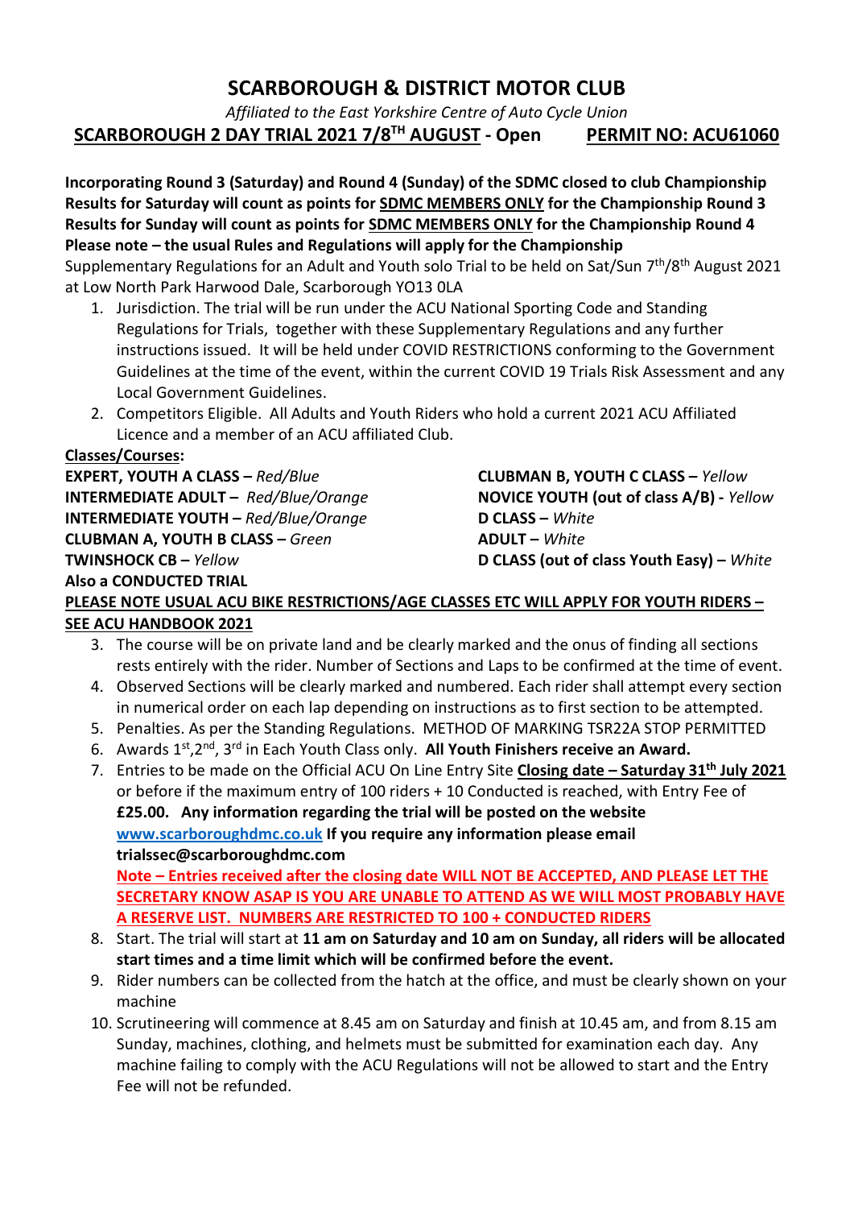# SCARBOROUGH & DISTRICT MOTOR CLUB

*Affiliated to the East Yorkshire Centre of Auto Cycle Union*

## SCARBOROUGH 2 DAY TRIAL 2021 7/8TH AUGUST - Open PERMIT NO: ACU61060

**Incorporating Round 3 (Saturday) and Round 4 (Sunday) of the SDMC closed to club Championship**
**Results for Saturday will count as points for SDMC MEMBERS ONLY for the Championship Round 3**
**Results for Sunday will count as points for SDMC MEMBERS ONLY for the Championship Round 4**
**Please note – the usual Rules and Regulations will apply for the Championship**

Supplementary Regulations for an Adult and Youth solo Trial to be held on Sat/Sun 7th/8th August 2021 at Low North Park Harwood Dale, Scarborough YO13 0LA

1. Jurisdiction. The trial will be run under the ACU National Sporting Code and Standing Regulations for Trials, together with these Supplementary Regulations and any further instructions issued. It will be held under COVID RESTRICTIONS conforming to the Government Guidelines at the time of the event, within the current COVID 19 Trials Risk Assessment and any Local Government Guidelines.
2. Competitors Eligible. All Adults and Youth Riders who hold a current 2021 ACU Affiliated Licence and a member of an ACU affiliated Club.

**Classes/Courses:**

**EXPERT, YOUTH A CLASS –** *Red/Blue*
**INTERMEDIATE ADULT –** *Red/Blue/Orange*
**INTERMEDIATE YOUTH –** *Red/Blue/Orange*
**CLUBMAN A, YOUTH B CLASS –** *Green*
**TWINSHOCK CB –** *Yellow*
**CLUBMAN B, YOUTH C CLASS –** *Yellow*
**NOVICE YOUTH (out of class A/B) -** *Yellow*
**D CLASS –** *White*
**ADULT –** *White*
**D CLASS (out of class Youth Easy) –** *White*
**Also a CONDUCTED TRIAL**

**PLEASE NOTE USUAL ACU BIKE RESTRICTIONS/AGE CLASSES ETC WILL APPLY FOR YOUTH RIDERS – SEE ACU HANDBOOK 2021**

3. The course will be on private land and be clearly marked and the onus of finding all sections rests entirely with the rider. Number of Sections and Laps to be confirmed at the time of event.
4. Observed Sections will be clearly marked and numbered. Each rider shall attempt every section in numerical order on each lap depending on instructions as to first section to be attempted.
5. Penalties. As per the Standing Regulations. METHOD OF MARKING TSR22A STOP PERMITTED
6. Awards 1st,2nd, 3rd in Each Youth Class only. **All Youth Finishers receive an Award.**
7. Entries to be made on the Official ACU On Line Entry Site **Closing date – Saturday 31th July 2021** or before if the maximum entry of 100 riders + 10 Conducted is reached, with Entry Fee of **£25.00. Any information regarding the trial will be posted on the website www.scarboroughdmc.co.uk If you require any information please email trialssec@scarboroughdmc.com**
   **Note – Entries received after the closing date WILL NOT BE ACCEPTED, AND PLEASE LET THE SECRETARY KNOW ASAP IS YOU ARE UNABLE TO ATTEND AS WE WILL MOST PROBABLY HAVE A RESERVE LIST. NUMBERS ARE RESTRICTED TO 100 + CONDUCTED RIDERS**
8. Start. The trial will start at **11 am on Saturday and 10 am on Sunday, all riders will be allocated start times and a time limit which will be confirmed before the event.**
9. Rider numbers can be collected from the hatch at the office, and must be clearly shown on your machine
10. Scrutineering will commence at 8.45 am on Saturday and finish at 10.45 am, and from 8.15 am Sunday, machines, clothing, and helmets must be submitted for examination each day. Any machine failing to comply with the ACU Regulations will not be allowed to start and the Entry Fee will not be refunded.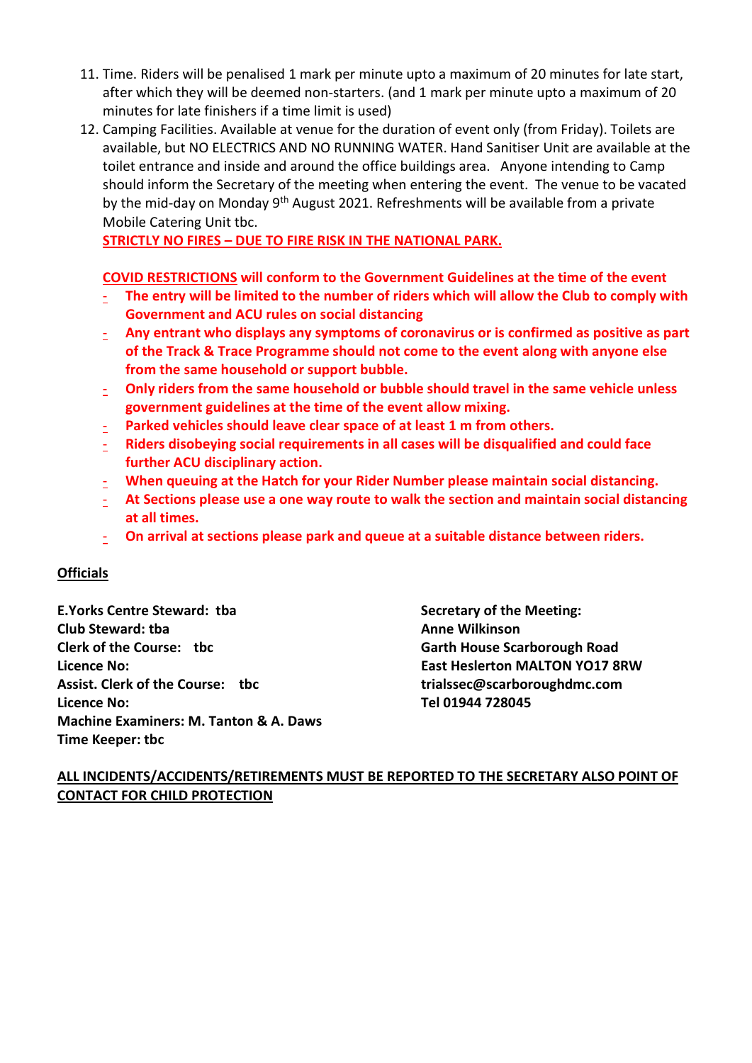11. Time. Riders will be penalised 1 mark per minute upto a maximum of 20 minutes for late start, after which they will be deemed non-starters. (and 1 mark per minute upto a maximum of 20 minutes for late finishers if a time limit is used)
12. Camping Facilities. Available at venue for the duration of event only (from Friday). Toilets are available, but NO ELECTRICS AND NO RUNNING WATER. Hand Sanitiser Unit are available at the toilet entrance and inside and around the office buildings area. Anyone intending to Camp should inform the Secretary of the meeting when entering the event. The venue to be vacated by the mid-day on Monday 9th August 2021. Refreshments will be available from a private Mobile Catering Unit tbc.

    **STRICTLY NO FIRES – DUE TO FIRE RISK IN THE NATIONAL PARK.**

    **COVID RESTRICTIONS will conform to the Government Guidelines at the time of the event**

    - **The entry will be limited to the number of riders which will allow the Club to comply with Government and ACU rules on social distancing**
    - **Any entrant who displays any symptoms of coronavirus or is confirmed as positive as part of the Track & Trace Programme should not come to the event along with anyone else from the same household or support bubble.**
    - **Only riders from the same household or bubble should travel in the same vehicle unless government guidelines at the time of the event allow mixing.**
    - **Parked vehicles should leave clear space of at least 1 m from others.**
    - **Riders disobeying social requirements in all cases will be disqualified and could face further ACU disciplinary action.**
    - **When queuing at the Hatch for your Rider Number please maintain social distancing.**
    - **At Sections please use a one way route to walk the section and maintain social distancing at all times.**
    - **On arrival at sections please park and queue at a suitable distance between riders.**

## Officials

**E.Yorks Centre Steward: tba**
**Club Steward: tba**
**Clerk of the Course: tbc**
**Licence No:**
**Assist. Clerk of the Course: tbc**
**Licence No:**
**Machine Examiners: M. Tanton & A. Daws**
**Time Keeper: tbc**

**Secretary of the Meeting:**
**Anne Wilkinson**
**Garth House Scarborough Road**
**East Heslerton MALTON YO17 8RW**
**trialssec@scarboroughdmc.com**
**Tel 01944 728045**

**ALL INCIDENTS/ACCIDENTS/RETIREMENTS MUST BE REPORTED TO THE SECRETARY ALSO POINT OF CONTACT FOR CHILD PROTECTION**